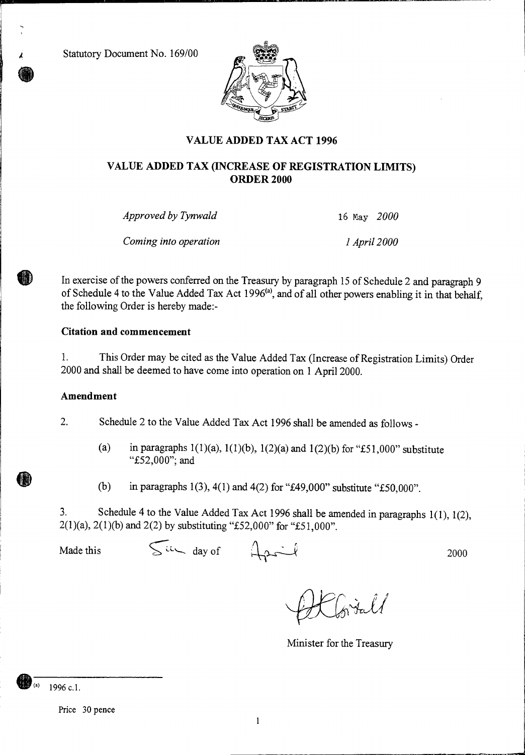Statutory Document No. 169/00

# VALUE ADDED TAX ACT 1996

## VALUE ADDED TAX (INCREASE OF REGISTRATION LIMITS) ORDER 2000

| | |
|---|---|
| *Approved by Tynwald* | 16 May *2000* |
| *Coming into operation* | *1 April 2000* |

In exercise of the powers conferred on the Treasury by paragraph 15 of Schedule 2 and paragraph 9 of Schedule 4 to the Value Added Tax Act 1996[(a)], and of all other powers enabling it in that behalf, the following Order is hereby made:-

### Citation and commencement

1. This Order may be cited as the Value Added Tax (Increase of Registration Limits) Order 2000 and shall be deemed to have come into operation on 1 April 2000.

### Amendment

2. Schedule 2 to the Value Added Tax Act 1996 shall be amended as follows -

   (a) in paragraphs 1(1)(a), 1(1)(b), 1(2)(a) and 1(2)(b) for "£51,000" substitute "£52,000"; and

   (b) in paragraphs 1(3), 4(1) and 4(2) for "£49,000" substitute "£50,000".

3. Schedule 4 to the Value Added Tax Act 1996 shall be amended in paragraphs 1(1), 1(2), 2(1)(a), 2(1)(b) and 2(2) by substituting "£52,000" for "£51,000".

Made this Six day of April 2000

Minister for the Treasury

---

(a) 1996 c.1.

Price 30 pence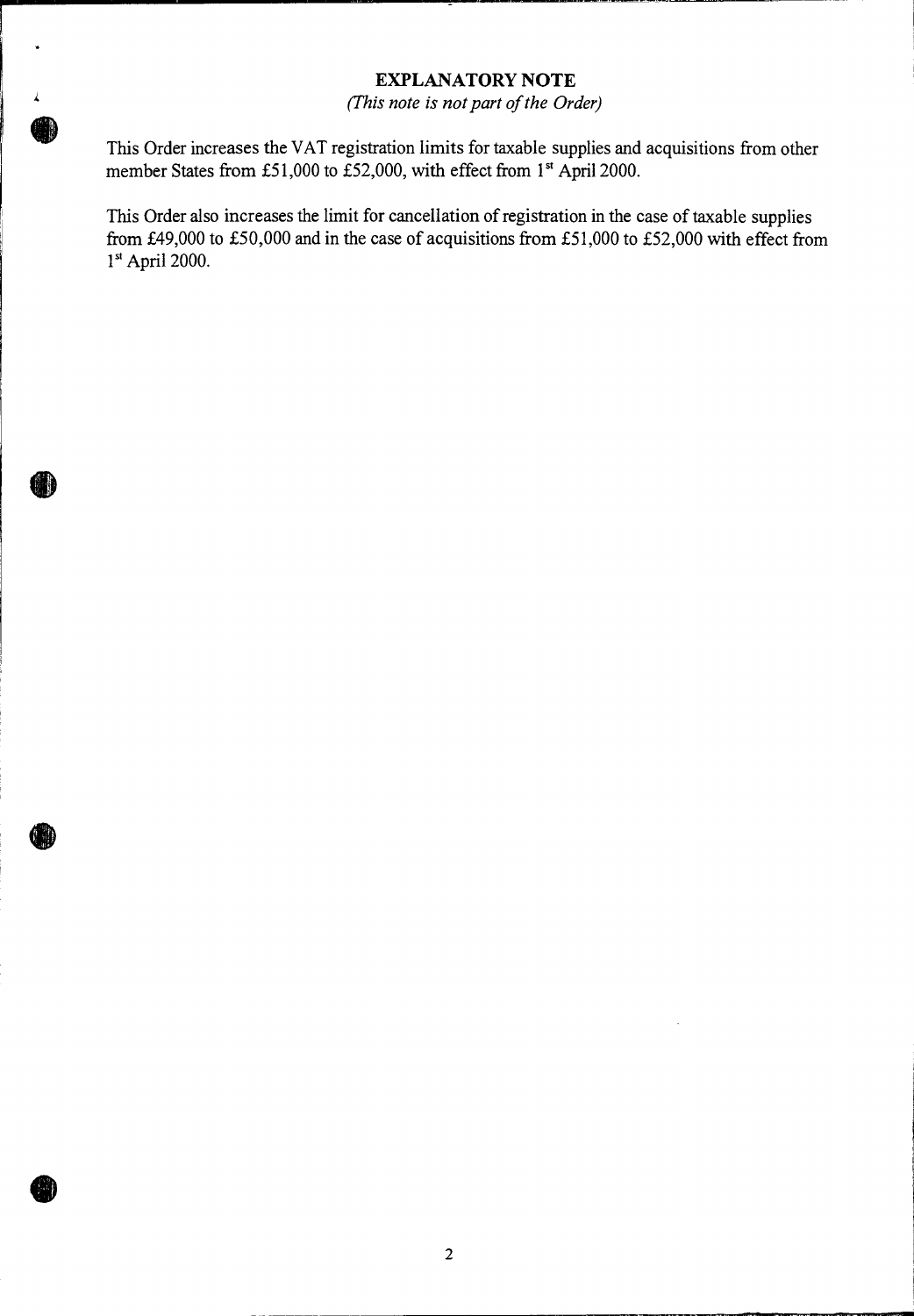## EXPLANATORY NOTE

*(This note is not part of the Order)*

This Order increases the VAT registration limits for taxable supplies and acquisitions from other member States from £51,000 to £52,000, with effect from 1st April 2000.

This Order also increases the limit for cancellation of registration in the case of taxable supplies from £49,000 to £50,000 and in the case of acquisitions from £51,000 to £52,000 with effect from 1st April 2000.